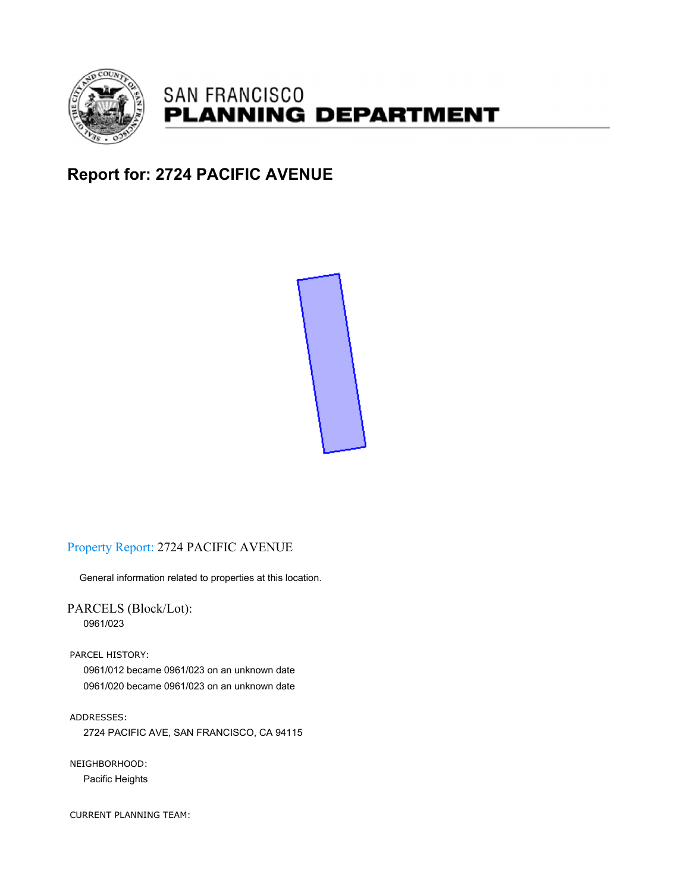# SAN FRANCISCO PLANNING DEPARTMENT

## Report for: 2724 PACIFIC AVENUE

### Property Report: 2724 PACIFIC AVENUE

General information related to properties at this location.

PARCELS (Block/Lot):

0961/023

PARCEL HISTORY:

0961/012 became 0961/023 on an unknown date

0961/020 became 0961/023 on an unknown date

ADDRESSES:

2724 PACIFIC AVE, SAN FRANCISCO, CA 94115

NEIGHBORHOOD:

Pacific Heights

CURRENT PLANNING TEAM: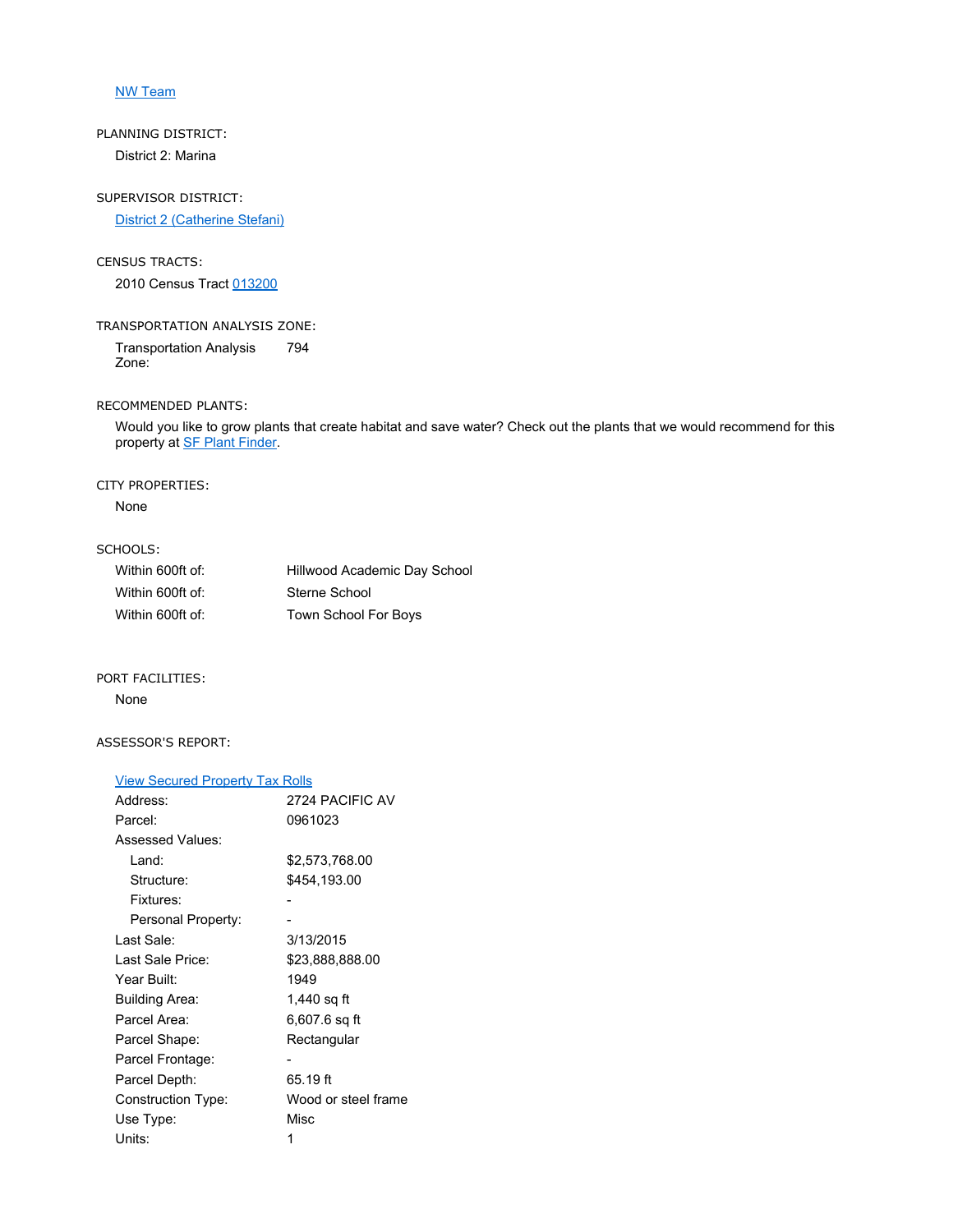[NW Team]

PLANNING DISTRICT:

District 2: Marina

SUPERVISOR DISTRICT:

[District 2 (Catherine Stefani)]

CENSUS TRACTS:

2010 Census Tract [013200]

TRANSPORTATION ANALYSIS ZONE:

| | |
|---|---|
| Transportation Analysis Zone: | 794 |

RECOMMENDED PLANTS:

Would you like to grow plants that create habitat and save water? Check out the plants that we would recommend for this property at [SF Plant Finder].

CITY PROPERTIES:

None

SCHOOLS:

| | |
|---|---|
| Within 600ft of: | Hillwood Academic Day School |
| Within 600ft of: | Sterne School |
| Within 600ft of: | Town School For Boys |

PORT FACILITIES:

None

ASSESSOR'S REPORT:

[View Secured Property Tax Rolls]

| | |
|---|---|
| Address: | 2724 PACIFIC AV |
| Parcel: | 0961023 |
| Assessed Values: | |
| Land: | $2,573,768.00 |
| Structure: | $454,193.00 |
| Fixtures: | - |
| Personal Property: | - |
| Last Sale: | 3/13/2015 |
| Last Sale Price: | $23,888,888.00 |
| Year Built: | 1949 |
| Building Area: | 1,440 sq ft |
| Parcel Area: | 6,607.6 sq ft |
| Parcel Shape: | Rectangular |
| Parcel Frontage: | - |
| Parcel Depth: | 65.19 ft |
| Construction Type: | Wood or steel frame |
| Use Type: | Misc |
| Units: | 1 |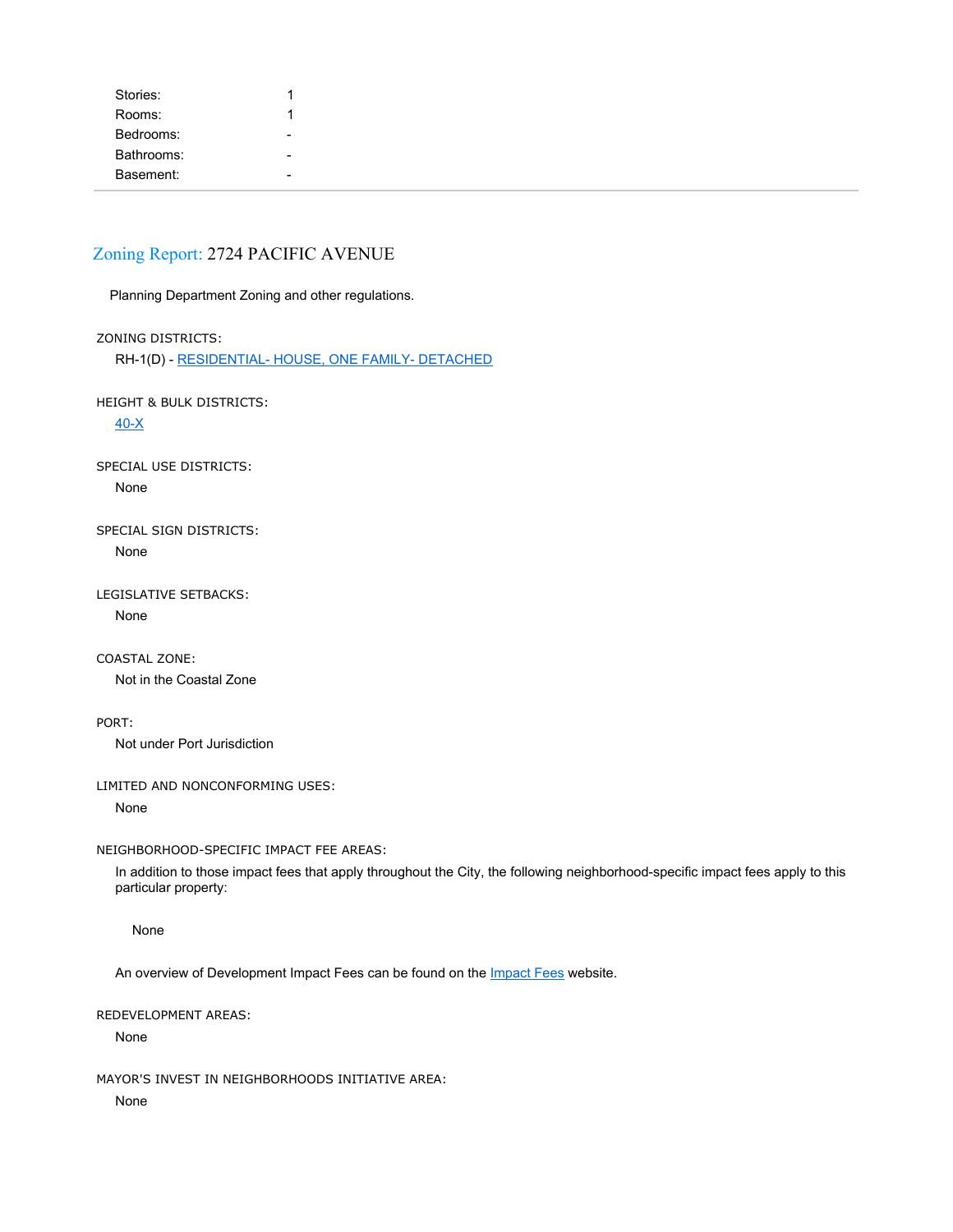| | |
|---|---|
| Stories: | 1 |
| Rooms: | 1 |
| Bedrooms: | - |
| Bathrooms: | - |
| Basement: | - |

## Zoning Report: 2724 PACIFIC AVENUE

Planning Department Zoning and other regulations.

ZONING DISTRICTS:

RH-1(D) - RESIDENTIAL- HOUSE, ONE FAMILY- DETACHED

HEIGHT & BULK DISTRICTS:

40-X

SPECIAL USE DISTRICTS:

None

SPECIAL SIGN DISTRICTS:

None

LEGISLATIVE SETBACKS:

None

COASTAL ZONE:

Not in the Coastal Zone

PORT:

Not under Port Jurisdiction

LIMITED AND NONCONFORMING USES:

None

NEIGHBORHOOD-SPECIFIC IMPACT FEE AREAS:

In addition to those impact fees that apply throughout the City, the following neighborhood-specific impact fees apply to this particular property:

None

An overview of Development Impact Fees can be found on the Impact Fees website.

REDEVELOPMENT AREAS:

None

MAYOR'S INVEST IN NEIGHBORHOODS INITIATIVE AREA:

None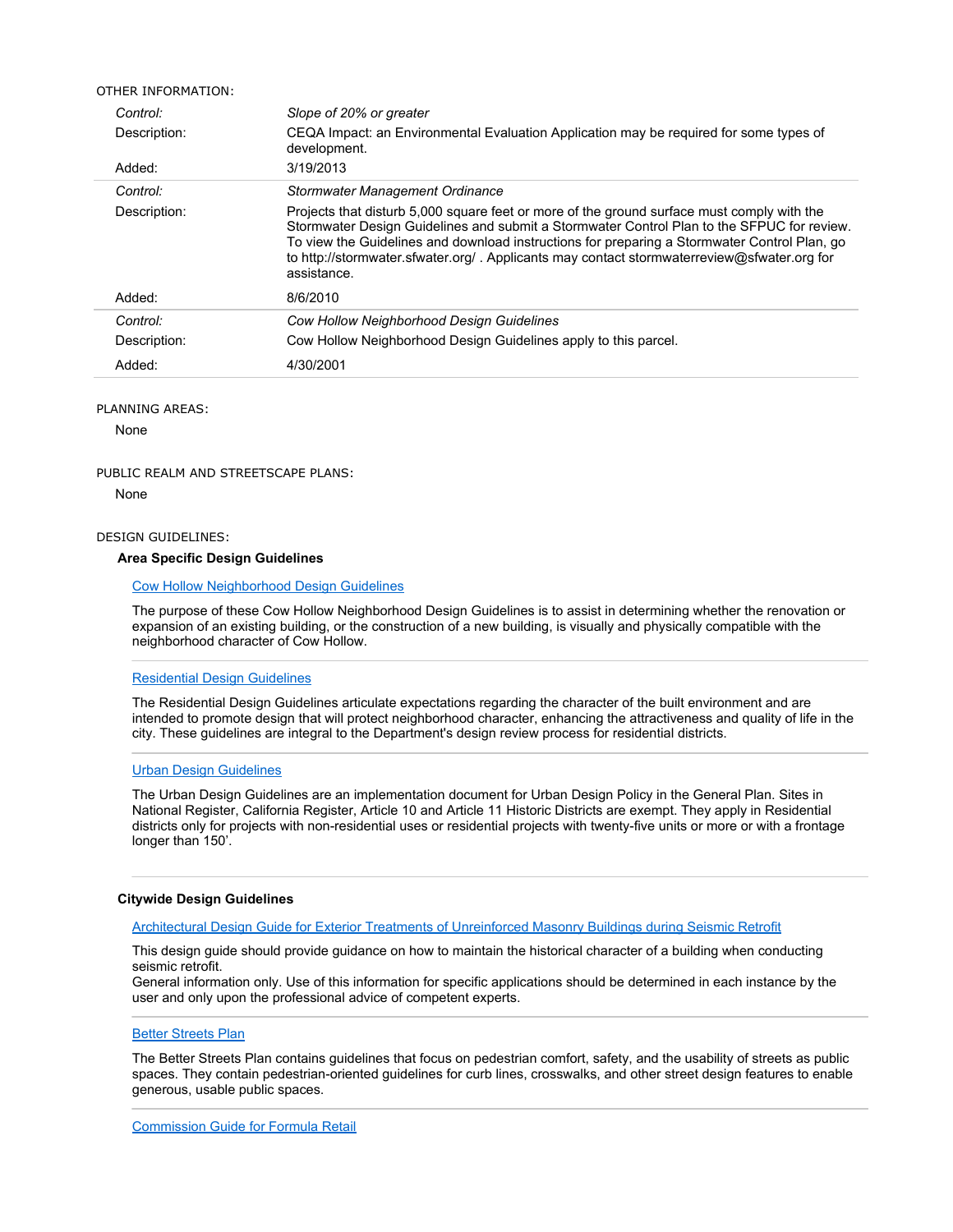OTHER INFORMATION:

| | |
|---|---|
| *Control:* | *Slope of 20% or greater* |
| Description: | CEQA Impact: an Environmental Evaluation Application may be required for some types of development. |
| Added: | 3/19/2013 |
| *Control:* | *Stormwater Management Ordinance* |
| Description: | Projects that disturb 5,000 square feet or more of the ground surface must comply with the Stormwater Design Guidelines and submit a Stormwater Control Plan to the SFPUC for review. To view the Guidelines and download instructions for preparing a Stormwater Control Plan, go to http://stormwater.sfwater.org/ . Applicants may contact stormwaterreview@sfwater.org for assistance. |
| Added: | 8/6/2010 |
| *Control:* | *Cow Hollow Neighborhood Design Guidelines* |
| Description: | Cow Hollow Neighborhood Design Guidelines apply to this parcel. |
| Added: | 4/30/2001 |

PLANNING AREAS:

None

PUBLIC REALM AND STREETSCAPE PLANS:

None

DESIGN GUIDELINES:

**Area Specific Design Guidelines**

Cow Hollow Neighborhood Design Guidelines

The purpose of these Cow Hollow Neighborhood Design Guidelines is to assist in determining whether the renovation or expansion of an existing building, or the construction of a new building, is visually and physically compatible with the neighborhood character of Cow Hollow.

Residential Design Guidelines

The Residential Design Guidelines articulate expectations regarding the character of the built environment and are intended to promote design that will protect neighborhood character, enhancing the attractiveness and quality of life in the city. These guidelines are integral to the Department's design review process for residential districts.

Urban Design Guidelines

The Urban Design Guidelines are an implementation document for Urban Design Policy in the General Plan. Sites in National Register, California Register, Article 10 and Article 11 Historic Districts are exempt. They apply in Residential districts only for projects with non-residential uses or residential projects with twenty-five units or more or with a frontage longer than 150'.

**Citywide Design Guidelines**

Architectural Design Guide for Exterior Treatments of Unreinforced Masonry Buildings during Seismic Retrofit

This design guide should provide guidance on how to maintain the historical character of a building when conducting seismic retrofit.
General information only. Use of this information for specific applications should be determined in each instance by the user and only upon the professional advice of competent experts.

Better Streets Plan

The Better Streets Plan contains guidelines that focus on pedestrian comfort, safety, and the usability of streets as public spaces. They contain pedestrian-oriented guidelines for curb lines, crosswalks, and other street design features to enable generous, usable public spaces.

Commission Guide for Formula Retail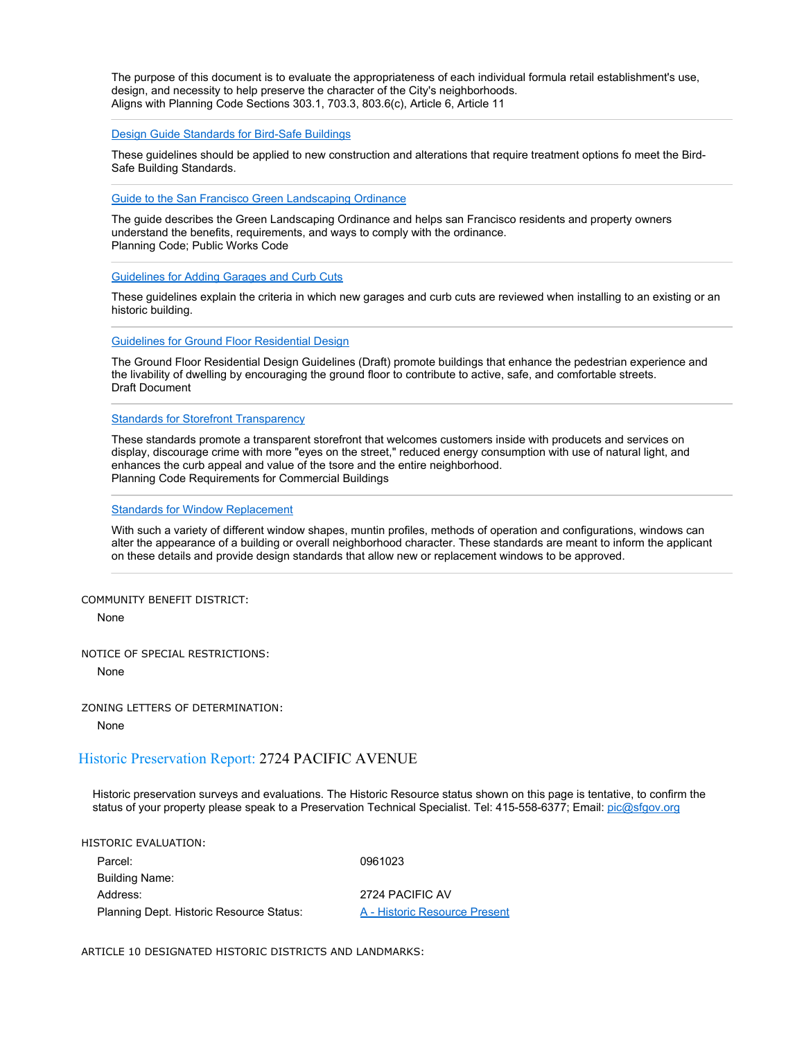The purpose of this document is to evaluate the appropriateness of each individual formula retail establishment's use, design, and necessity to help preserve the character of the City's neighborhoods.
Aligns with Planning Code Sections 303.1, 703.3, 803.6(c), Article 6, Article 11

---

[Design Guide Standards for Bird-Safe Buildings]

These guidelines should be applied to new construction and alterations that require treatment options fo meet the Bird-Safe Building Standards.

---

[Guide to the San Francisco Green Landscaping Ordinance]

The guide describes the Green Landscaping Ordinance and helps san Francisco residents and property owners understand the benefits, requirements, and ways to comply with the ordinance.
Planning Code; Public Works Code

---

[Guidelines for Adding Garages and Curb Cuts]

These guidelines explain the criteria in which new garages and curb cuts are reviewed when installing to an existing or an historic building.

---

[Guidelines for Ground Floor Residential Design]

The Ground Floor Residential Design Guidelines (Draft) promote buildings that enhance the pedestrian experience and the livability of dwelling by encouraging the ground floor to contribute to active, safe, and comfortable streets.
Draft Document

---

[Standards for Storefront Transparency]

These standards promote a transparent storefront that welcomes customers inside with producets and services on display, discourage crime with more "eyes on the street," reduced energy consumption with use of natural light, and enhances the curb appeal and value of the tsore and the entire neighborhood.
Planning Code Requirements for Commercial Buildings

---

[Standards for Window Replacement]

With such a variety of different window shapes, muntin profiles, methods of operation and configurations, windows can alter the appearance of a building or overall neighborhood character. These standards are meant to inform the applicant on these details and provide design standards that allow new or replacement windows to be approved.

---

COMMUNITY BENEFIT DISTRICT:

None

NOTICE OF SPECIAL RESTRICTIONS:

None

ZONING LETTERS OF DETERMINATION:

None

## Historic Preservation Report: 2724 PACIFIC AVENUE

Historic preservation surveys and evaluations. The Historic Resource status shown on this page is tentative, to confirm the status of your property please speak to a Preservation Technical Specialist. Tel: 415-558-6377; Email: pic@sfgov.org

HISTORIC EVALUATION:

| | |
|---|---|
| Parcel: | 0961023 |
| Building Name: | |
| Address: | 2724 PACIFIC AV |
| Planning Dept. Historic Resource Status: | A - Historic Resource Present |

ARTICLE 10 DESIGNATED HISTORIC DISTRICTS AND LANDMARKS: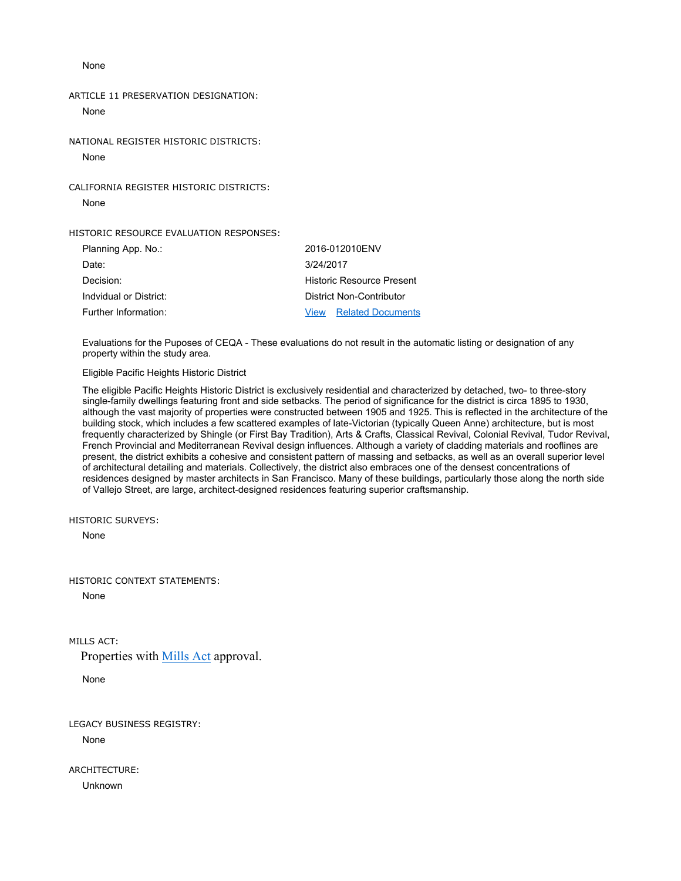None

ARTICLE 11 PRESERVATION DESIGNATION:

None

NATIONAL REGISTER HISTORIC DISTRICTS:

None

CALIFORNIA REGISTER HISTORIC DISTRICTS:

None

HISTORIC RESOURCE EVALUATION RESPONSES:

| | |
|---|---|
| Planning App. No.: | 2016-012010ENV |
| Date: | 3/24/2017 |
| Decision: | Historic Resource Present |
| Indvidual or District: | District Non-Contributor |
| Further Information: | View   Related Documents |

Evaluations for the Puposes of CEQA - These evaluations do not result in the automatic listing or designation of any property within the study area.

Eligible Pacific Heights Historic District

The eligible Pacific Heights Historic District is exclusively residential and characterized by detached, two- to three-story single-family dwellings featuring front and side setbacks. The period of significance for the district is circa 1895 to 1930, although the vast majority of properties were constructed between 1905 and 1925. This is reflected in the architecture of the building stock, which includes a few scattered examples of late-Victorian (typically Queen Anne) architecture, but is most frequently characterized by Shingle (or First Bay Tradition), Arts & Crafts, Classical Revival, Colonial Revival, Tudor Revival, French Provincial and Mediterranean Revival design influences. Although a variety of cladding materials and rooflines are present, the district exhibits a cohesive and consistent pattern of massing and setbacks, as well as an overall superior level of architectural detailing and materials. Collectively, the district also embraces one of the densest concentrations of residences designed by master architects in San Francisco. Many of these buildings, particularly those along the north side of Vallejo Street, are large, architect-designed residences featuring superior craftsmanship.

HISTORIC SURVEYS:

None

HISTORIC CONTEXT STATEMENTS:

None

MILLS ACT:

Properties with Mills Act approval.

None

LEGACY BUSINESS REGISTRY:

None

ARCHITECTURE:

Unknown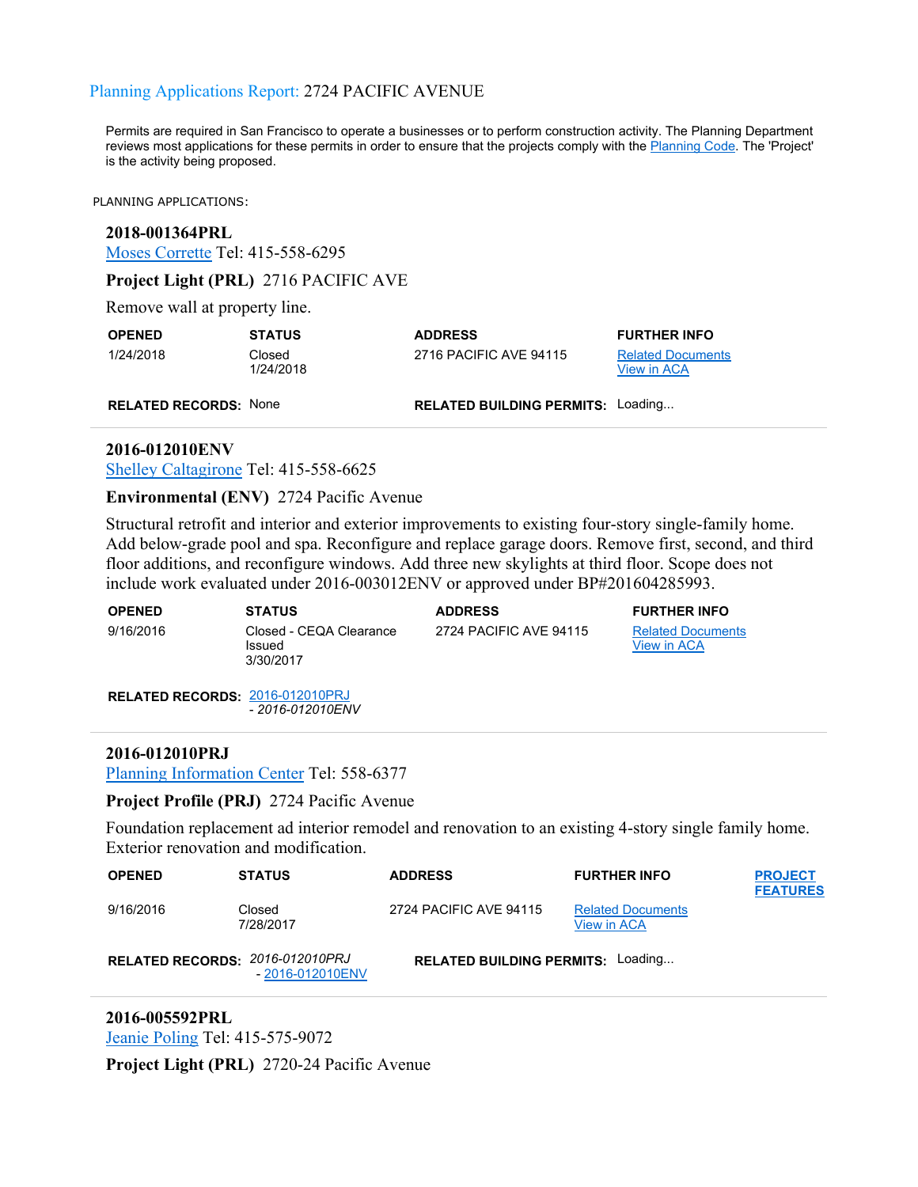Planning Applications Report: 2724 PACIFIC AVENUE

Permits are required in San Francisco to operate a businesses or to perform construction activity. The Planning Department reviews most applications for these permits in order to ensure that the projects comply with the Planning Code. The 'Project' is the activity being proposed.

PLANNING APPLICATIONS:

**2018-001364PRL**
Moses Corrette Tel: 415-558-6295

**Project Light (PRL)** 2716 PACIFIC AVE

Remove wall at property line.

| OPENED | STATUS | ADDRESS | FURTHER INFO |
|---|---|---|---|
| 1/24/2018 | Closed 1/24/2018 | 2716 PACIFIC AVE 94115 | Related Documents View in ACA |

**RELATED RECORDS:** None

**RELATED BUILDING PERMITS:** Loading...

---

**2016-012010ENV**
Shelley Caltagirone Tel: 415-558-6625

**Environmental (ENV)** 2724 Pacific Avenue

Structural retrofit and interior and exterior improvements to existing four-story single-family home. Add below-grade pool and spa. Reconfigure and replace garage doors. Remove first, second, and third floor additions, and reconfigure windows. Add three new skylights at third floor. Scope does not include work evaluated under 2016-003012ENV or approved under BP#201604285993.

| OPENED | STATUS | ADDRESS | FURTHER INFO |
|---|---|---|---|
| 9/16/2016 | Closed - CEQA Clearance Issued 3/30/2017 | 2724 PACIFIC AVE 94115 | Related Documents View in ACA |

**RELATED RECORDS:** 2016-012010PRJ
*- 2016-012010ENV*

---

**2016-012010PRJ**
Planning Information Center Tel: 558-6377

**Project Profile (PRJ)** 2724 Pacific Avenue

Foundation replacement ad interior remodel and renovation to an existing 4-story single family home. Exterior renovation and modification.

| OPENED | STATUS | ADDRESS | FURTHER INFO | PROJECT FEATURES |
|---|---|---|---|---|
| 9/16/2016 | Closed 7/28/2017 | 2724 PACIFIC AVE 94115 | Related Documents View in ACA | |

**RELATED RECORDS:** *2016-012010PRJ*
- 2016-012010ENV

**RELATED BUILDING PERMITS:** Loading...

---

**2016-005592PRL**
Jeanie Poling Tel: 415-575-9072

**Project Light (PRL)** 2720-24 Pacific Avenue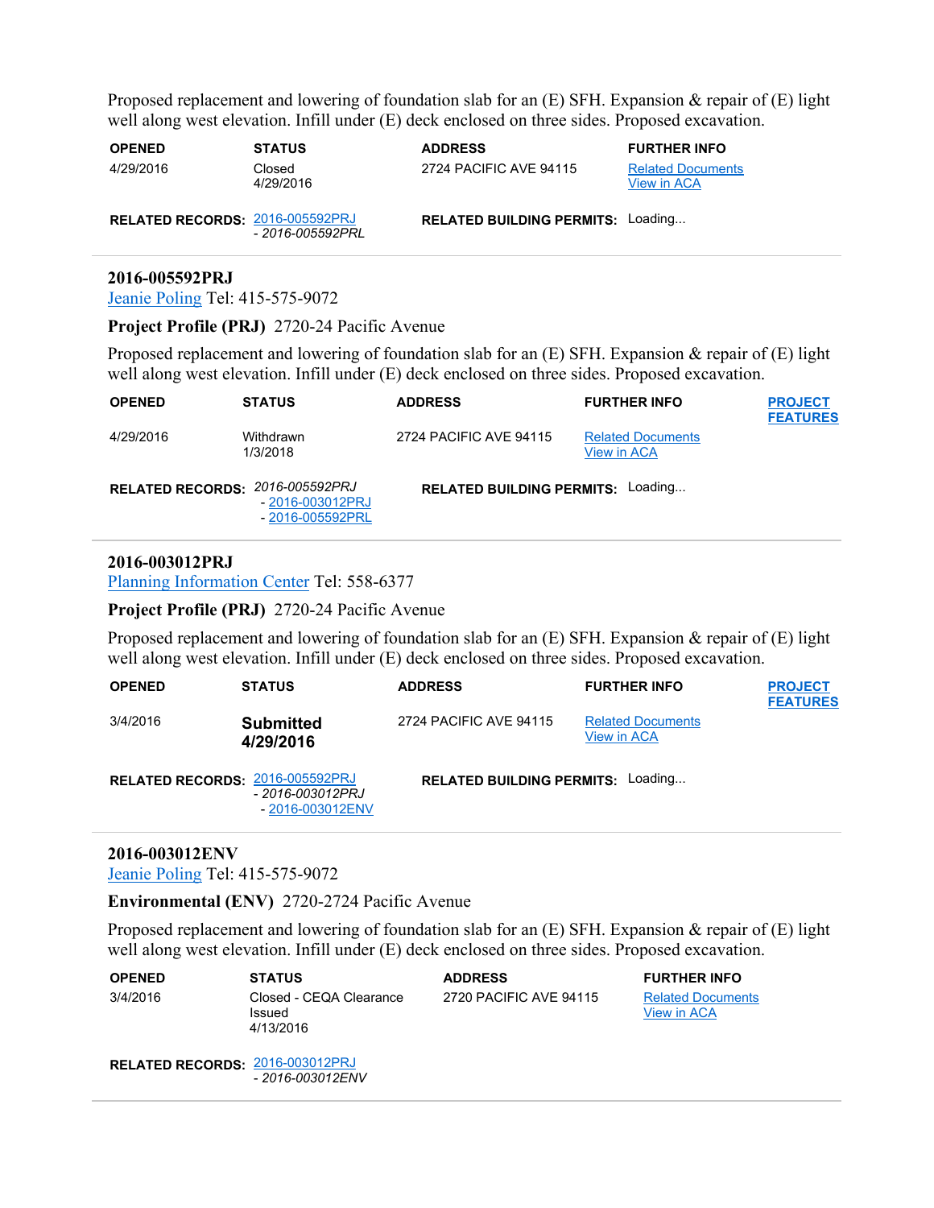Proposed replacement and lowering of foundation slab for an (E) SFH. Expansion & repair of (E) light well along west elevation. Infill under (E) deck enclosed on three sides. Proposed excavation.

| OPENED | STATUS | ADDRESS | FURTHER INFO |
|---|---|---|---|
| 4/29/2016 | Closed 4/29/2016 | 2724 PACIFIC AVE 94115 | Related Documents View in ACA |

**RELATED RECORDS:** 2016-005592PRJ - *2016-005592PRL*

**RELATED BUILDING PERMITS:** Loading...

---

**2016-005592PRJ**

Jeanie Poling Tel: 415-575-9072

**Project Profile (PRJ)** 2720-24 Pacific Avenue

Proposed replacement and lowering of foundation slab for an (E) SFH. Expansion & repair of (E) light well along west elevation. Infill under (E) deck enclosed on three sides. Proposed excavation.

| OPENED | STATUS | ADDRESS | FURTHER INFO | PROJECT FEATURES |
|---|---|---|---|---|
| 4/29/2016 | Withdrawn 1/3/2018 | 2724 PACIFIC AVE 94115 | Related Documents View in ACA | |

**RELATED RECORDS:** *2016-005592PRJ* - 2016-003012PRJ - 2016-005592PRL

**RELATED BUILDING PERMITS:** Loading...

---

**2016-003012PRJ**

Planning Information Center Tel: 558-6377

**Project Profile (PRJ)** 2720-24 Pacific Avenue

Proposed replacement and lowering of foundation slab for an (E) SFH. Expansion & repair of (E) light well along west elevation. Infill under (E) deck enclosed on three sides. Proposed excavation.

| OPENED | STATUS | ADDRESS | FURTHER INFO | PROJECT FEATURES |
|---|---|---|---|---|
| 3/4/2016 | **Submitted 4/29/2016** | 2724 PACIFIC AVE 94115 | Related Documents View in ACA | |

**RELATED RECORDS:** 2016-005592PRJ - *2016-003012PRJ* - 2016-003012ENV

**RELATED BUILDING PERMITS:** Loading...

---

**2016-003012ENV**

Jeanie Poling Tel: 415-575-9072

**Environmental (ENV)** 2720-2724 Pacific Avenue

Proposed replacement and lowering of foundation slab for an (E) SFH. Expansion & repair of (E) light well along west elevation. Infill under (E) deck enclosed on three sides. Proposed excavation.

| OPENED | STATUS | ADDRESS | FURTHER INFO |
|---|---|---|---|
| 3/4/2016 | Closed - CEQA Clearance Issued 4/13/2016 | 2720 PACIFIC AVE 94115 | Related Documents View in ACA |

**RELATED RECORDS:** 2016-003012PRJ - *2016-003012ENV*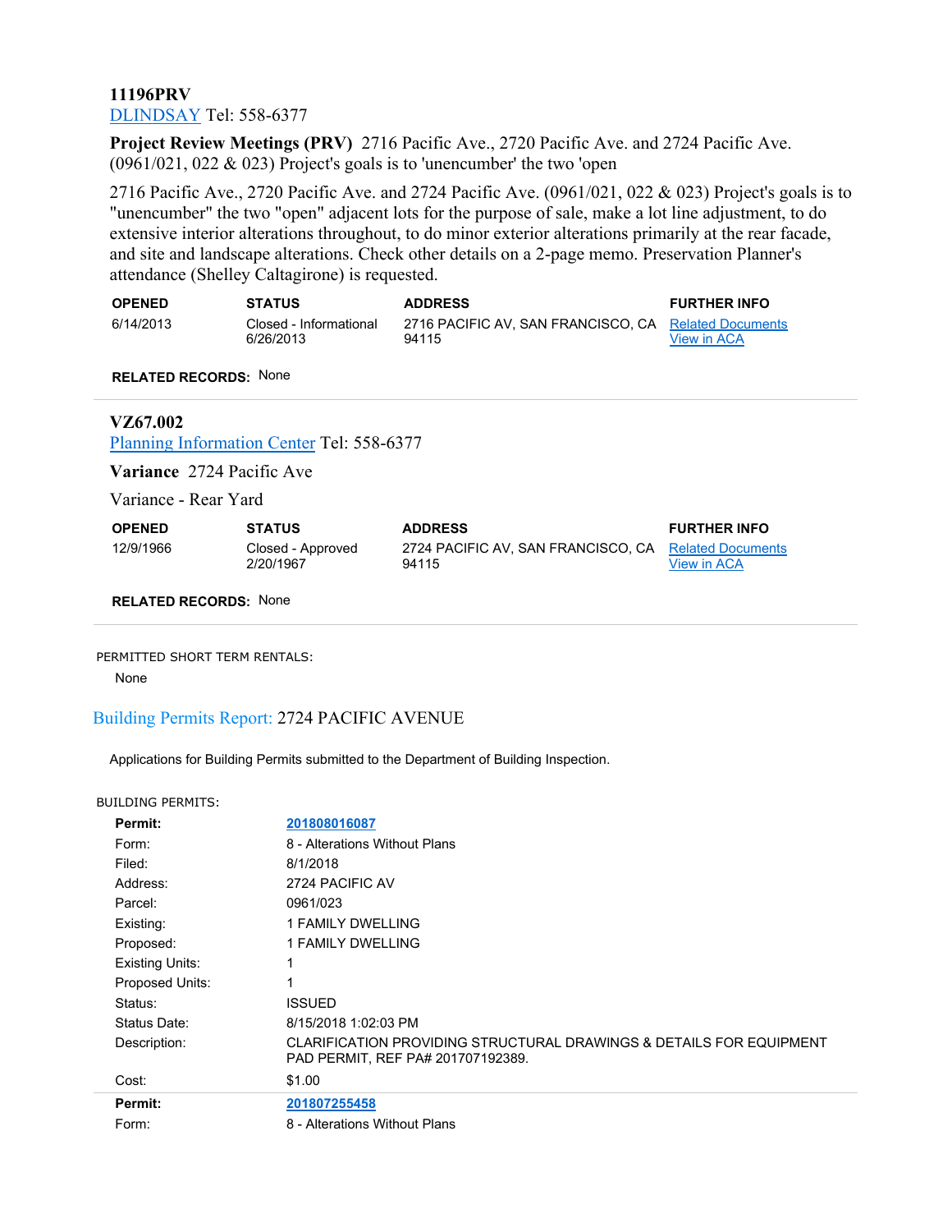**11196PRV**
[DLINDSAY](#) Tel: 558-6377

**Project Review Meetings (PRV)** 2716 Pacific Ave., 2720 Pacific Ave. and 2724 Pacific Ave. (0961/021, 022 & 023) Project's goals is to 'unencumber' the two 'open

2716 Pacific Ave., 2720 Pacific Ave. and 2724 Pacific Ave. (0961/021, 022 & 023) Project's goals is to "unencumber" the two "open" adjacent lots for the purpose of sale, make a lot line adjustment, to do extensive interior alterations throughout, to do minor exterior alterations primarily at the rear facade, and site and landscape alterations. Check other details on a 2-page memo. Preservation Planner's attendance (Shelley Caltagirone) is requested.

| OPENED | STATUS | ADDRESS | FURTHER INFO |
|---|---|---|---|
| 6/14/2013 | Closed - Informational 6/26/2013 | 2716 PACIFIC AV, SAN FRANCISCO, CA 94115 | Related Documents View in ACA |

**RELATED RECORDS:** None

---

**VZ67.002**
[Planning Information Center](#) Tel: 558-6377

**Variance** 2724 Pacific Ave

Variance - Rear Yard

| OPENED | STATUS | ADDRESS | FURTHER INFO |
|---|---|---|---|
| 12/9/1966 | Closed - Approved 2/20/1967 | 2724 PACIFIC AV, SAN FRANCISCO, CA 94115 | Related Documents View in ACA |

**RELATED RECORDS:** None

---

PERMITTED SHORT TERM RENTALS:

None

## Building Permits Report: 2724 PACIFIC AVENUE

Applications for Building Permits submitted to the Department of Building Inspection.

BUILDING PERMITS:

| | |
|---|---|
| **Permit:** | **201808016087** |
| Form: | 8 - Alterations Without Plans |
| Filed: | 8/1/2018 |
| Address: | 2724 PACIFIC AV |
| Parcel: | 0961/023 |
| Existing: | 1 FAMILY DWELLING |
| Proposed: | 1 FAMILY DWELLING |
| Existing Units: | 1 |
| Proposed Units: | 1 |
| Status: | ISSUED |
| Status Date: | 8/15/2018 1:02:03 PM |
| Description: | CLARIFICATION PROVIDING STRUCTURAL DRAWINGS & DETAILS FOR EQUIPMENT PAD PERMIT, REF PA# 201707192389. |
| Cost: | $1.00 |
| **Permit:** | **201807255458** |
| Form: | 8 - Alterations Without Plans |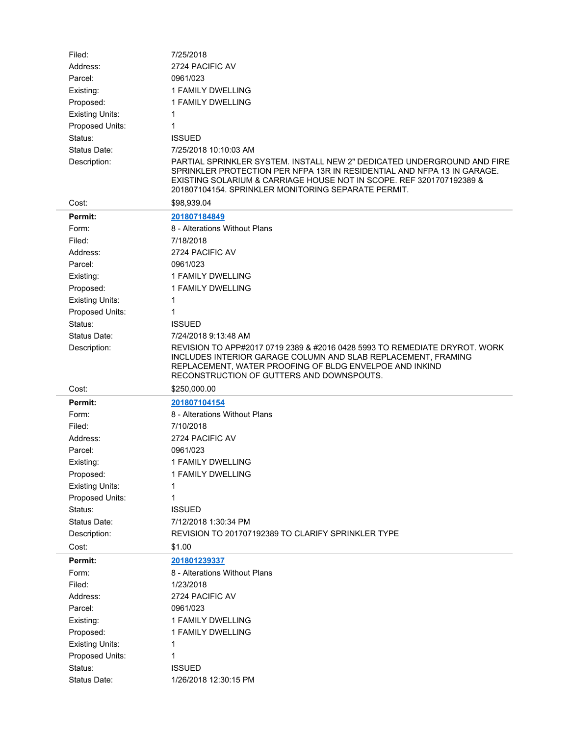Filed: 7/25/2018
Address: 2724 PACIFIC AV
Parcel: 0961/023
Existing: 1 FAMILY DWELLING
Proposed: 1 FAMILY DWELLING
Existing Units: 1
Proposed Units: 1
Status: ISSUED
Status Date: 7/25/2018 10:10:03 AM
Description: PARTIAL SPRINKLER SYSTEM. INSTALL NEW 2" DEDICATED UNDERGROUND AND FIRE SPRINKLER PROTECTION PER NFPA 13R IN RESIDENTIAL AND NFPA 13 IN GARAGE. EXISTING SOLARIUM & CARRIAGE HOUSE NOT IN SCOPE. REF 3201707192389 & 201807104154. SPRINKLER MONITORING SEPARATE PERMIT.
Cost: $98,939.04

---

**Permit:** **201807184849**
Form: 8 - Alterations Without Plans
Filed: 7/18/2018
Address: 2724 PACIFIC AV
Parcel: 0961/023
Existing: 1 FAMILY DWELLING
Proposed: 1 FAMILY DWELLING
Existing Units: 1
Proposed Units: 1
Status: ISSUED
Status Date: 7/24/2018 9:13:48 AM
Description: REVISION TO APP#2017 0719 2389 & #2016 0428 5993 TO REMEDIATE DRYROT. WORK INCLUDES INTERIOR GARAGE COLUMN AND SLAB REPLACEMENT, FRAMING REPLACEMENT, WATER PROOFING OF BLDG ENVELPOE AND INKIND RECONSTRUCTION OF GUTTERS AND DOWNSPOUTS.
Cost: $250,000.00

---

**Permit:** **201807104154**
Form: 8 - Alterations Without Plans
Filed: 7/10/2018
Address: 2724 PACIFIC AV
Parcel: 0961/023
Existing: 1 FAMILY DWELLING
Proposed: 1 FAMILY DWELLING
Existing Units: 1
Proposed Units: 1
Status: ISSUED
Status Date: 7/12/2018 1:30:34 PM
Description: REVISION TO 201707192389 TO CLARIFY SPRINKLER TYPE
Cost: $1.00

---

**Permit:** **201801239337**
Form: 8 - Alterations Without Plans
Filed: 1/23/2018
Address: 2724 PACIFIC AV
Parcel: 0961/023
Existing: 1 FAMILY DWELLING
Proposed: 1 FAMILY DWELLING
Existing Units: 1
Proposed Units: 1
Status: ISSUED
Status Date: 1/26/2018 12:30:15 PM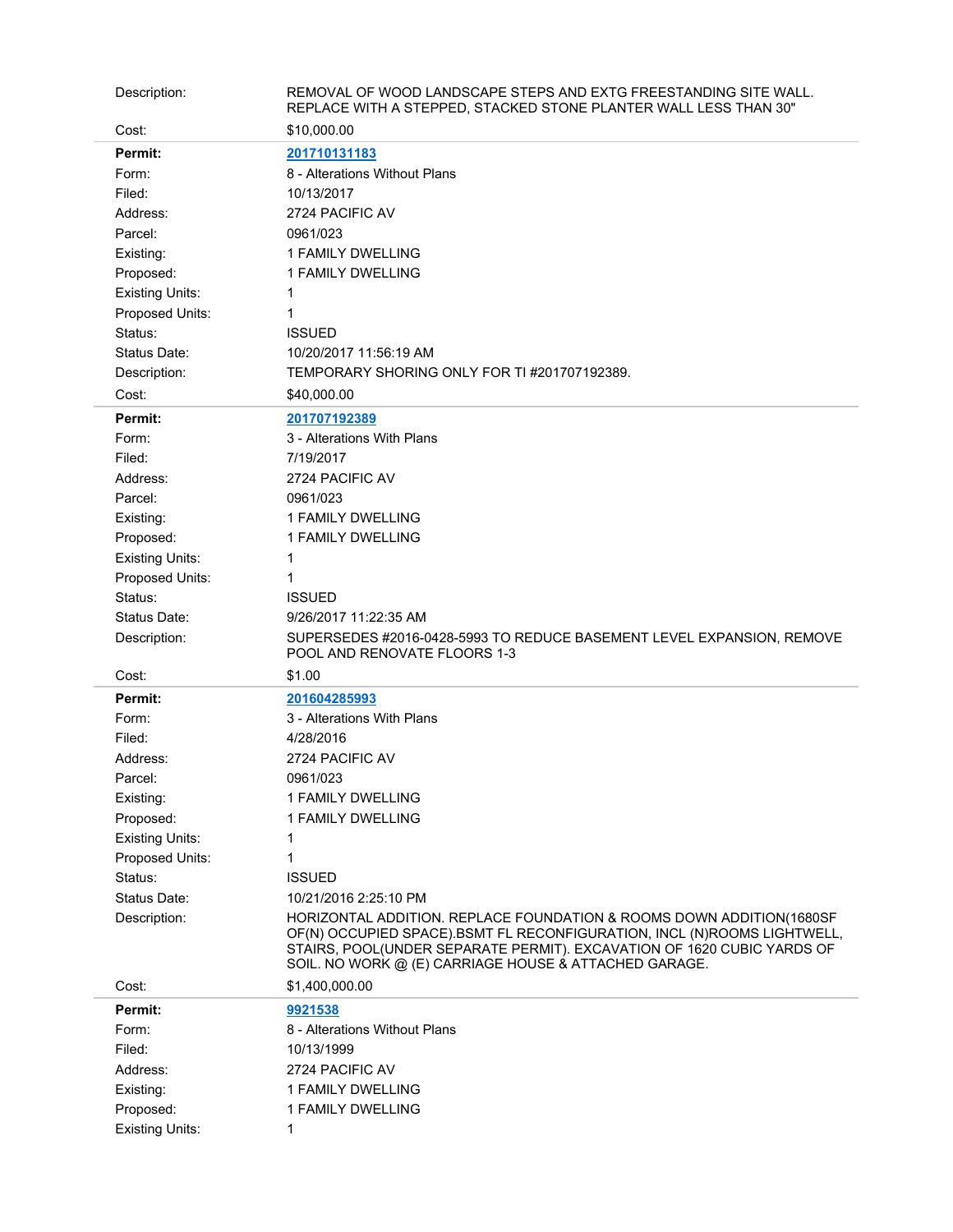| | |
|---|---|
| Description: | REMOVAL OF WOOD LANDSCAPE STEPS AND EXTG FREESTANDING SITE WALL. REPLACE WITH A STEPPED, STACKED STONE PLANTER WALL LESS THAN 30" |
| Cost: | $10,000.00 |

| | |
|---|---|
| **Permit:** | [201710131183]() |
| Form: | 8 - Alterations Without Plans |
| Filed: | 10/13/2017 |
| Address: | 2724 PACIFIC AV |
| Parcel: | 0961/023 |
| Existing: | 1 FAMILY DWELLING |
| Proposed: | 1 FAMILY DWELLING |
| Existing Units: | 1 |
| Proposed Units: | 1 |
| Status: | ISSUED |
| Status Date: | 10/20/2017 11:56:19 AM |
| Description: | TEMPORARY SHORING ONLY FOR TI #201707192389. |
| Cost: | $40,000.00 |

| | |
|---|---|
| **Permit:** | [201707192389]() |
| Form: | 3 - Alterations With Plans |
| Filed: | 7/19/2017 |
| Address: | 2724 PACIFIC AV |
| Parcel: | 0961/023 |
| Existing: | 1 FAMILY DWELLING |
| Proposed: | 1 FAMILY DWELLING |
| Existing Units: | 1 |
| Proposed Units: | 1 |
| Status: | ISSUED |
| Status Date: | 9/26/2017 11:22:35 AM |
| Description: | SUPERSEDES #2016-0428-5993 TO REDUCE BASEMENT LEVEL EXPANSION, REMOVE POOL AND RENOVATE FLOORS 1-3 |
| Cost: | $1.00 |

| | |
|---|---|
| **Permit:** | [201604285993]() |
| Form: | 3 - Alterations With Plans |
| Filed: | 4/28/2016 |
| Address: | 2724 PACIFIC AV |
| Parcel: | 0961/023 |
| Existing: | 1 FAMILY DWELLING |
| Proposed: | 1 FAMILY DWELLING |
| Existing Units: | 1 |
| Proposed Units: | 1 |
| Status: | ISSUED |
| Status Date: | 10/21/2016 2:25:10 PM |
| Description: | HORIZONTAL ADDITION. REPLACE FOUNDATION & ROOMS DOWN ADDITION(1680SF OF(N) OCCUPIED SPACE).BSMT FL RECONFIGURATION, INCL (N)ROOMS LIGHTWELL, STAIRS, POOL(UNDER SEPARATE PERMIT). EXCAVATION OF 1620 CUBIC YARDS OF SOIL. NO WORK @ (E) CARRIAGE HOUSE & ATTACHED GARAGE. |
| Cost: | $1,400,000.00 |

| | |
|---|---|
| **Permit:** | [9921538]() |
| Form: | 8 - Alterations Without Plans |
| Filed: | 10/13/1999 |
| Address: | 2724 PACIFIC AV |
| Existing: | 1 FAMILY DWELLING |
| Proposed: | 1 FAMILY DWELLING |
| Existing Units: | 1 |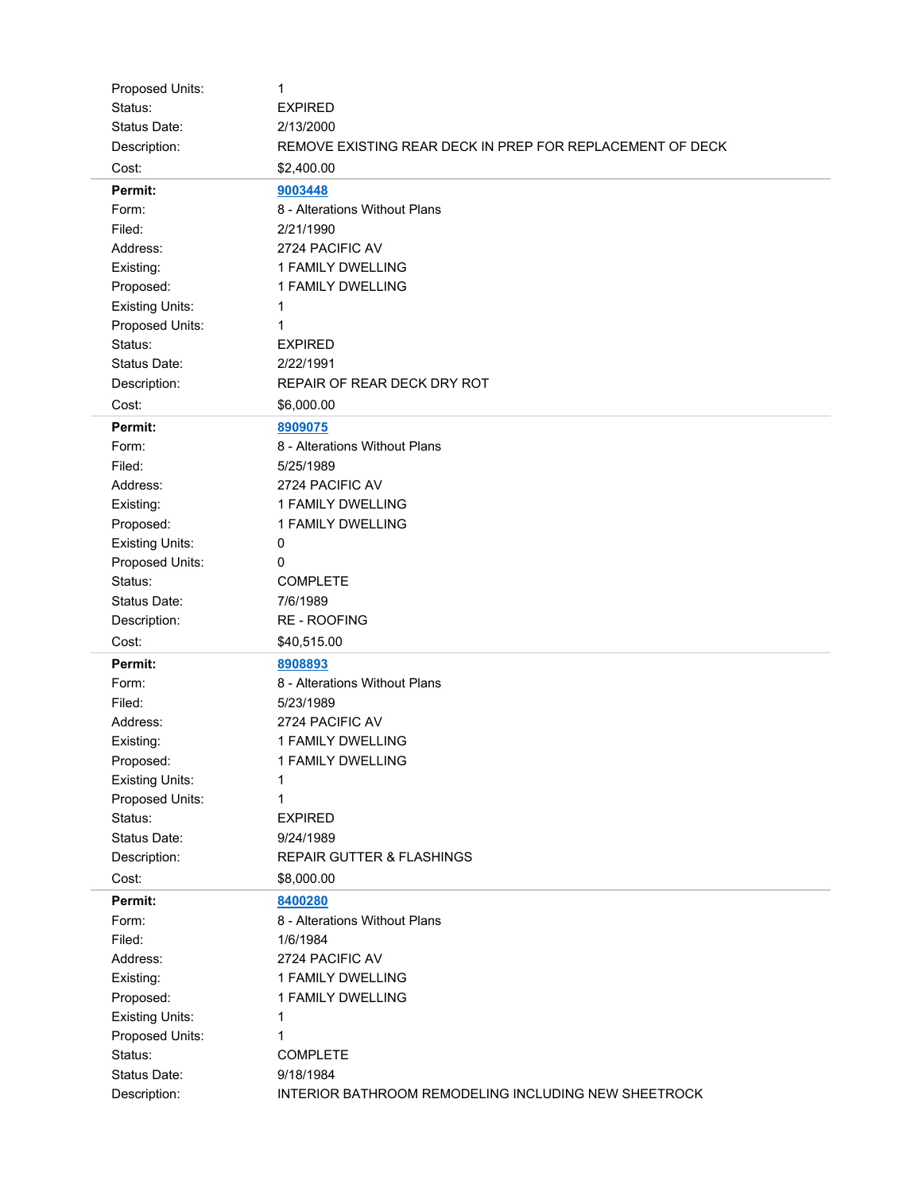| | |
|---|---|
| Proposed Units: | 1 |
| Status: | EXPIRED |
| Status Date: | 2/13/2000 |
| Description: | REMOVE EXISTING REAR DECK IN PREP FOR REPLACEMENT OF DECK |
| Cost: | $2,400.00 |

| | |
|---|---|
| **Permit:** | [9003448]() |
| Form: | 8 - Alterations Without Plans |
| Filed: | 2/21/1990 |
| Address: | 2724 PACIFIC AV |
| Existing: | 1 FAMILY DWELLING |
| Proposed: | 1 FAMILY DWELLING |
| Existing Units: | 1 |
| Proposed Units: | 1 |
| Status: | EXPIRED |
| Status Date: | 2/22/1991 |
| Description: | REPAIR OF REAR DECK DRY ROT |
| Cost: | $6,000.00 |

| | |
|---|---|
| **Permit:** | [8909075]() |
| Form: | 8 - Alterations Without Plans |
| Filed: | 5/25/1989 |
| Address: | 2724 PACIFIC AV |
| Existing: | 1 FAMILY DWELLING |
| Proposed: | 1 FAMILY DWELLING |
| Existing Units: | 0 |
| Proposed Units: | 0 |
| Status: | COMPLETE |
| Status Date: | 7/6/1989 |
| Description: | RE - ROOFING |
| Cost: | $40,515.00 |

| | |
|---|---|
| **Permit:** | [8908893]() |
| Form: | 8 - Alterations Without Plans |
| Filed: | 5/23/1989 |
| Address: | 2724 PACIFIC AV |
| Existing: | 1 FAMILY DWELLING |
| Proposed: | 1 FAMILY DWELLING |
| Existing Units: | 1 |
| Proposed Units: | 1 |
| Status: | EXPIRED |
| Status Date: | 9/24/1989 |
| Description: | REPAIR GUTTER & FLASHINGS |
| Cost: | $8,000.00 |

| | |
|---|---|
| **Permit:** | [8400280]() |
| Form: | 8 - Alterations Without Plans |
| Filed: | 1/6/1984 |
| Address: | 2724 PACIFIC AV |
| Existing: | 1 FAMILY DWELLING |
| Proposed: | 1 FAMILY DWELLING |
| Existing Units: | 1 |
| Proposed Units: | 1 |
| Status: | COMPLETE |
| Status Date: | 9/18/1984 |
| Description: | INTERIOR BATHROOM REMODELING INCLUDING NEW SHEETROCK |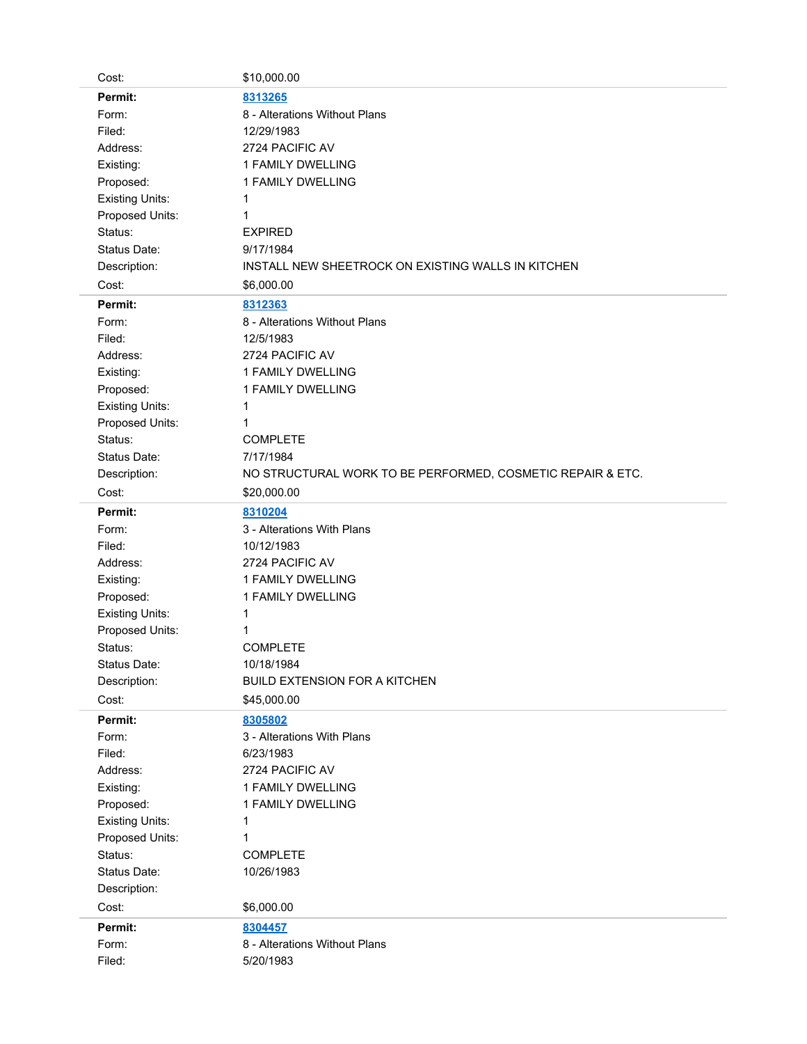| | |
|---|---|
| Cost: | $10,000.00 |

| | |
|---|---|
| **Permit:** | [8313265] |
| Form: | 8 - Alterations Without Plans |
| Filed: | 12/29/1983 |
| Address: | 2724 PACIFIC AV |
| Existing: | 1 FAMILY DWELLING |
| Proposed: | 1 FAMILY DWELLING |
| Existing Units: | 1 |
| Proposed Units: | 1 |
| Status: | EXPIRED |
| Status Date: | 9/17/1984 |
| Description: | INSTALL NEW SHEETROCK ON EXISTING WALLS IN KITCHEN |
| Cost: | $6,000.00 |

| | |
|---|---|
| **Permit:** | [8312363] |
| Form: | 8 - Alterations Without Plans |
| Filed: | 12/5/1983 |
| Address: | 2724 PACIFIC AV |
| Existing: | 1 FAMILY DWELLING |
| Proposed: | 1 FAMILY DWELLING |
| Existing Units: | 1 |
| Proposed Units: | 1 |
| Status: | COMPLETE |
| Status Date: | 7/17/1984 |
| Description: | NO STRUCTURAL WORK TO BE PERFORMED, COSMETIC REPAIR & ETC. |
| Cost: | $20,000.00 |

| | |
|---|---|
| **Permit:** | [8310204] |
| Form: | 3 - Alterations With Plans |
| Filed: | 10/12/1983 |
| Address: | 2724 PACIFIC AV |
| Existing: | 1 FAMILY DWELLING |
| Proposed: | 1 FAMILY DWELLING |
| Existing Units: | 1 |
| Proposed Units: | 1 |
| Status: | COMPLETE |
| Status Date: | 10/18/1984 |
| Description: | BUILD EXTENSION FOR A KITCHEN |
| Cost: | $45,000.00 |

| | |
|---|---|
| **Permit:** | [8305802] |
| Form: | 3 - Alterations With Plans |
| Filed: | 6/23/1983 |
| Address: | 2724 PACIFIC AV |
| Existing: | 1 FAMILY DWELLING |
| Proposed: | 1 FAMILY DWELLING |
| Existing Units: | 1 |
| Proposed Units: | 1 |
| Status: | COMPLETE |
| Status Date: | 10/26/1983 |
| Description: | |
| Cost: | $6,000.00 |

| | |
|---|---|
| **Permit:** | [8304457] |
| Form: | 8 - Alterations Without Plans |
| Filed: | 5/20/1983 |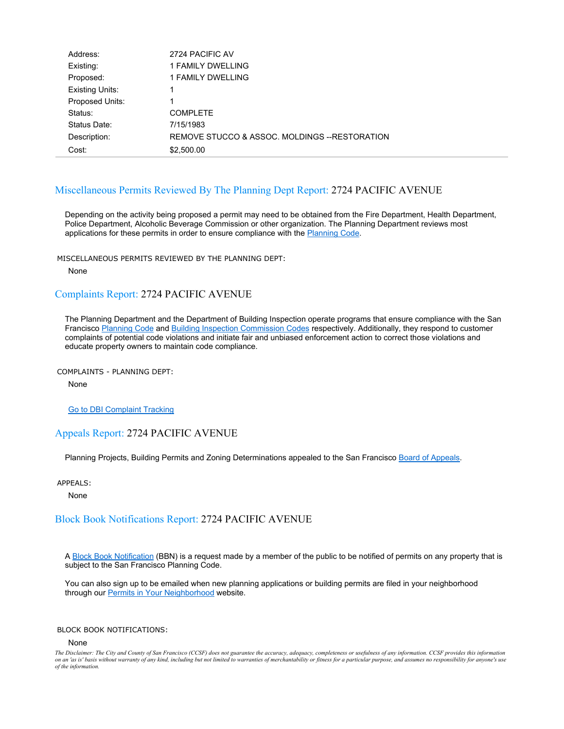| | |
|---|---|
| Address: | 2724 PACIFIC AV |
| Existing: | 1 FAMILY DWELLING |
| Proposed: | 1 FAMILY DWELLING |
| Existing Units: | 1 |
| Proposed Units: | 1 |
| Status: | COMPLETE |
| Status Date: | 7/15/1983 |
| Description: | REMOVE STUCCO & ASSOC. MOLDINGS --RESTORATION |
| Cost: | $2,500.00 |

## Miscellaneous Permits Reviewed By The Planning Dept Report: 2724 PACIFIC AVENUE

Depending on the activity being proposed a permit may need to be obtained from the Fire Department, Health Department, Police Department, Alcoholic Beverage Commission or other organization. The Planning Department reviews most applications for these permits in order to ensure compliance with the Planning Code.

MISCELLANEOUS PERMITS REVIEWED BY THE PLANNING DEPT:

None

## Complaints Report: 2724 PACIFIC AVENUE

The Planning Department and the Department of Building Inspection operate programs that ensure compliance with the San Francisco Planning Code and Building Inspection Commission Codes respectively. Additionally, they respond to customer complaints of potential code violations and initiate fair and unbiased enforcement action to correct those violations and educate property owners to maintain code compliance.

COMPLAINTS - PLANNING DEPT:

None

Go to DBI Complaint Tracking

## Appeals Report: 2724 PACIFIC AVENUE

Planning Projects, Building Permits and Zoning Determinations appealed to the San Francisco Board of Appeals.

APPEALS:

None

## Block Book Notifications Report: 2724 PACIFIC AVENUE

A Block Book Notification (BBN) is a request made by a member of the public to be notified of permits on any property that is subject to the San Francisco Planning Code.

You can also sign up to be emailed when new planning applications or building permits are filed in your neighborhood through our Permits in Your Neighborhood website.

BLOCK BOOK NOTIFICATIONS:

None

*The Disclaimer: The City and County of San Francisco (CCSF) does not guarantee the accuracy, adequacy, completeness or usefulness of any information. CCSF provides this information on an 'as is' basis without warranty of any kind, including but not limited to warranties of merchantability or fitness for a particular purpose, and assumes no responsibility for anyone's use of the information.*